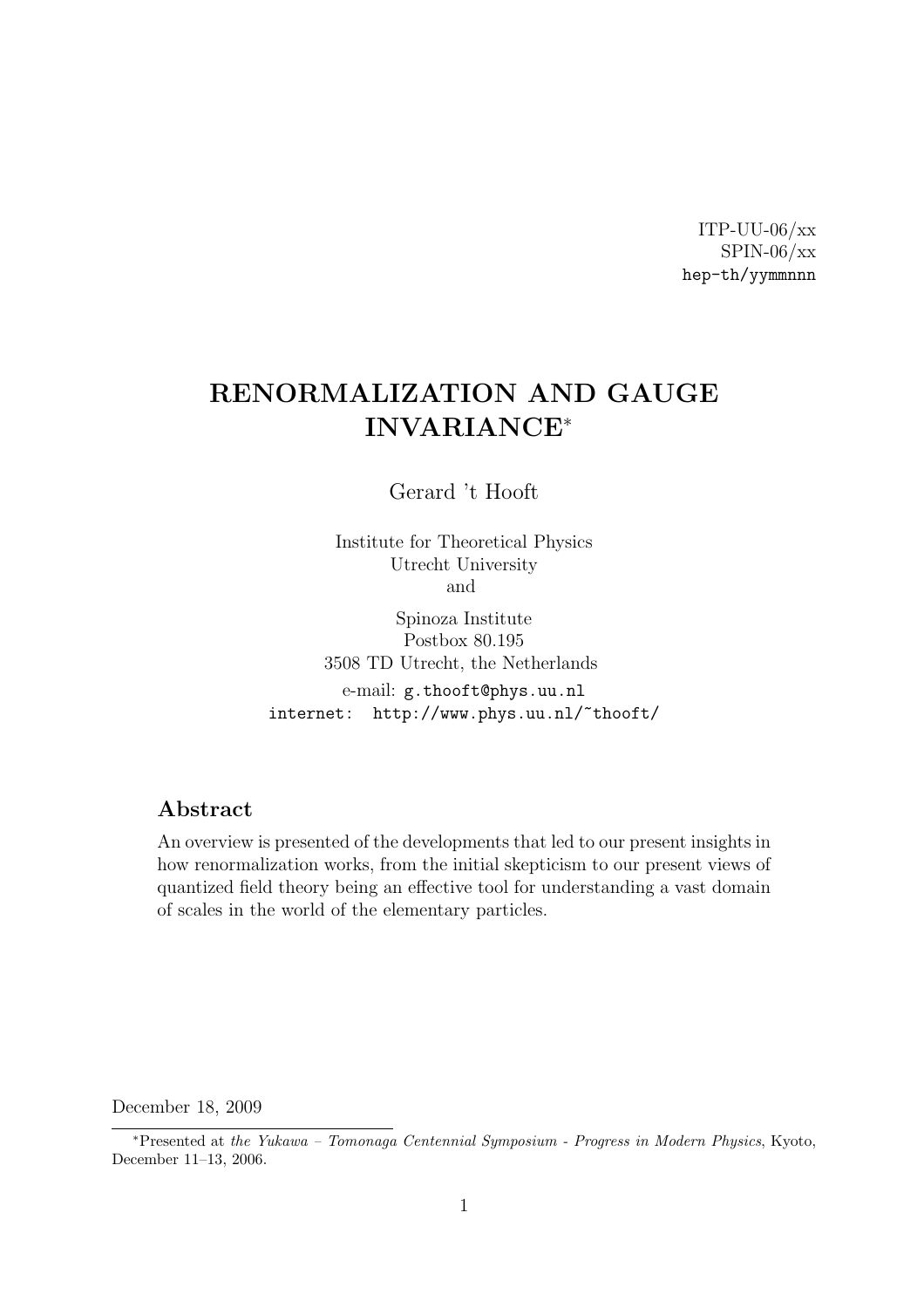ITP-UU-06/xx
SPIN-06/xx
hep-th/yymmnnn

# RENORMALIZATION AND GAUGE INVARIANCE*

Gerard 't Hooft

Institute for Theoretical Physics
Utrecht University
and

Spinoza Institute
Postbox 80.195
3508 TD Utrecht, the Netherlands

e-mail: g.thooft@phys.uu.nl
internet: http://www.phys.uu.nl/~thooft/

## Abstract

An overview is presented of the developments that led to our present insights in how renormalization works, from the initial skepticism to our present views of quantized field theory being an effective tool for understanding a vast domain of scales in the world of the elementary particles.

December 18, 2009

*Presented at *the Yukawa – Tomonaga Centennial Symposium - Progress in Modern Physics*, Kyoto, December 11–13, 2006.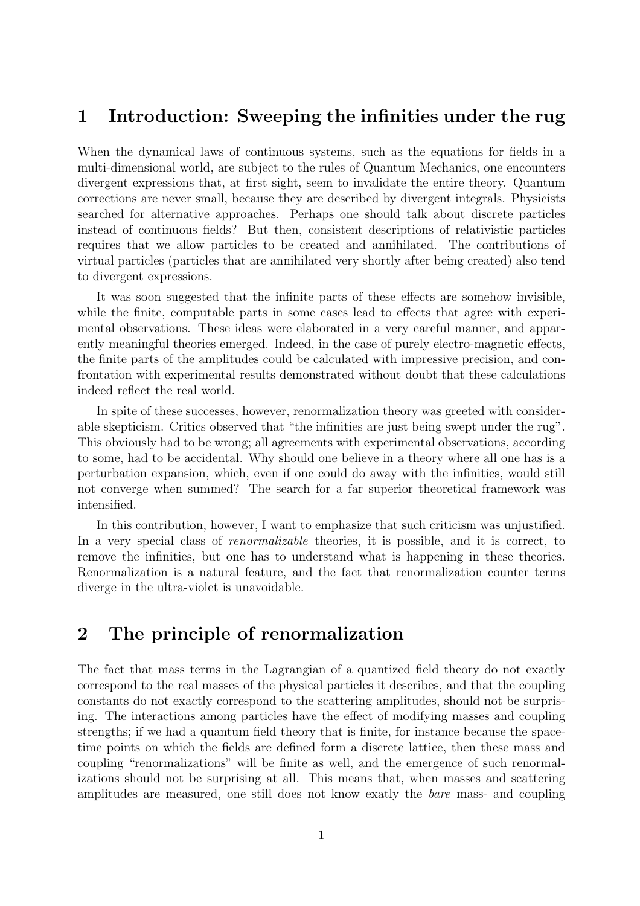## 1 Introduction: Sweeping the infinities under the rug

When the dynamical laws of continuous systems, such as the equations for fields in a multi-dimensional world, are subject to the rules of Quantum Mechanics, one encounters divergent expressions that, at first sight, seem to invalidate the entire theory. Quantum corrections are never small, because they are described by divergent integrals. Physicists searched for alternative approaches. Perhaps one should talk about discrete particles instead of continuous fields? But then, consistent descriptions of relativistic particles requires that we allow particles to be created and annihilated. The contributions of virtual particles (particles that are annihilated very shortly after being created) also tend to divergent expressions.

It was soon suggested that the infinite parts of these effects are somehow invisible, while the finite, computable parts in some cases lead to effects that agree with experimental observations. These ideas were elaborated in a very careful manner, and apparently meaningful theories emerged. Indeed, in the case of purely electro-magnetic effects, the finite parts of the amplitudes could be calculated with impressive precision, and confrontation with experimental results demonstrated without doubt that these calculations indeed reflect the real world.

In spite of these successes, however, renormalization theory was greeted with considerable skepticism. Critics observed that "the infinities are just being swept under the rug". This obviously had to be wrong; all agreements with experimental observations, according to some, had to be accidental. Why should one believe in a theory where all one has is a perturbation expansion, which, even if one could do away with the infinities, would still not converge when summed? The search for a far superior theoretical framework was intensified.

In this contribution, however, I want to emphasize that such criticism was unjustified. In a very special class of *renormalizable* theories, it is possible, and it is correct, to remove the infinities, but one has to understand what is happening in these theories. Renormalization is a natural feature, and the fact that renormalization counter terms diverge in the ultra-violet is unavoidable.

## 2 The principle of renormalization

The fact that mass terms in the Lagrangian of a quantized field theory do not exactly correspond to the real masses of the physical particles it describes, and that the coupling constants do not exactly correspond to the scattering amplitudes, should not be surprising. The interactions among particles have the effect of modifying masses and coupling strengths; if we had a quantum field theory that is finite, for instance because the space-time points on which the fields are defined form a discrete lattice, then these mass and coupling "renormalizations" will be finite as well, and the emergence of such renormalizations should not be surprising at all. This means that, when masses and scattering amplitudes are measured, one still does not know exatly the *bare* mass- and coupling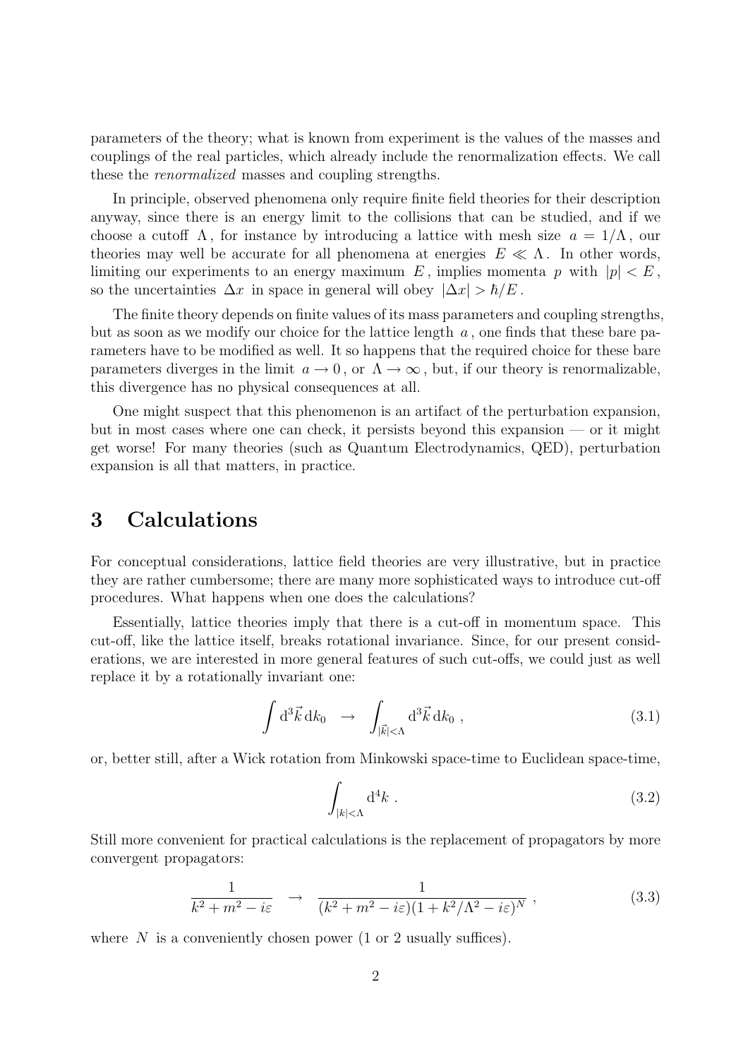parameters of the theory; what is known from experiment is the values of the masses and couplings of the real particles, which already include the renormalization effects. We call these the *renormalized* masses and coupling strengths.

In principle, observed phenomena only require finite field theories for their description anyway, since there is an energy limit to the collisions that can be studied, and if we choose a cutoff $\Lambda$, for instance by introducing a lattice with mesh size $a = 1/\Lambda$, our theories may well be accurate for all phenomena at energies $E \ll \Lambda$. In other words, limiting our experiments to an energy maximum $E$, implies momenta $p$ with $|p| < E$, so the uncertainties $\Delta x$ in space in general will obey $|\Delta x| > \hbar/E$.

The finite theory depends on finite values of its mass parameters and coupling strengths, but as soon as we modify our choice for the lattice length $a$, one finds that these bare parameters have to be modified as well. It so happens that the required choice for these bare parameters diverges in the limit $a \to 0$, or $\Lambda \to \infty$, but, if our theory is renormalizable, this divergence has no physical consequences at all.

One might suspect that this phenomenon is an artifact of the perturbation expansion, but in most cases where one can check, it persists beyond this expansion — or it might get worse! For many theories (such as Quantum Electrodynamics, QED), perturbation expansion is all that matters, in practice.

# 3 Calculations

For conceptual considerations, lattice field theories are very illustrative, but in practice they are rather cumbersome; there are many more sophisticated ways to introduce cut-off procedures. What happens when one does the calculations?

Essentially, lattice theories imply that there is a cut-off in momentum space. This cut-off, like the lattice itself, breaks rotational invariance. Since, for our present considerations, we are interested in more general features of such cut-offs, we could just as well replace it by a rotationally invariant one:

$$\int \mathrm{d}^3\vec{k}\,\mathrm{d}k_0 \quad \to \quad \int_{|\vec{k}|<\Lambda} \mathrm{d}^3\vec{k}\,\mathrm{d}k_0 \ , \tag{3.1}$$

or, better still, after a Wick rotation from Minkowski space-time to Euclidean space-time,

$$\int_{|k|<\Lambda} \mathrm{d}^4 k \ . \tag{3.2}$$

Still more convenient for practical calculations is the replacement of propagators by more convergent propagators:

$$\frac{1}{k^2 + m^2 - i\varepsilon} \quad \to \quad \frac{1}{(k^2 + m^2 - i\varepsilon)(1 + k^2/\Lambda^2 - i\varepsilon)^N} \ , \tag{3.3}$$

where $N$ is a conveniently chosen power (1 or 2 usually suffices).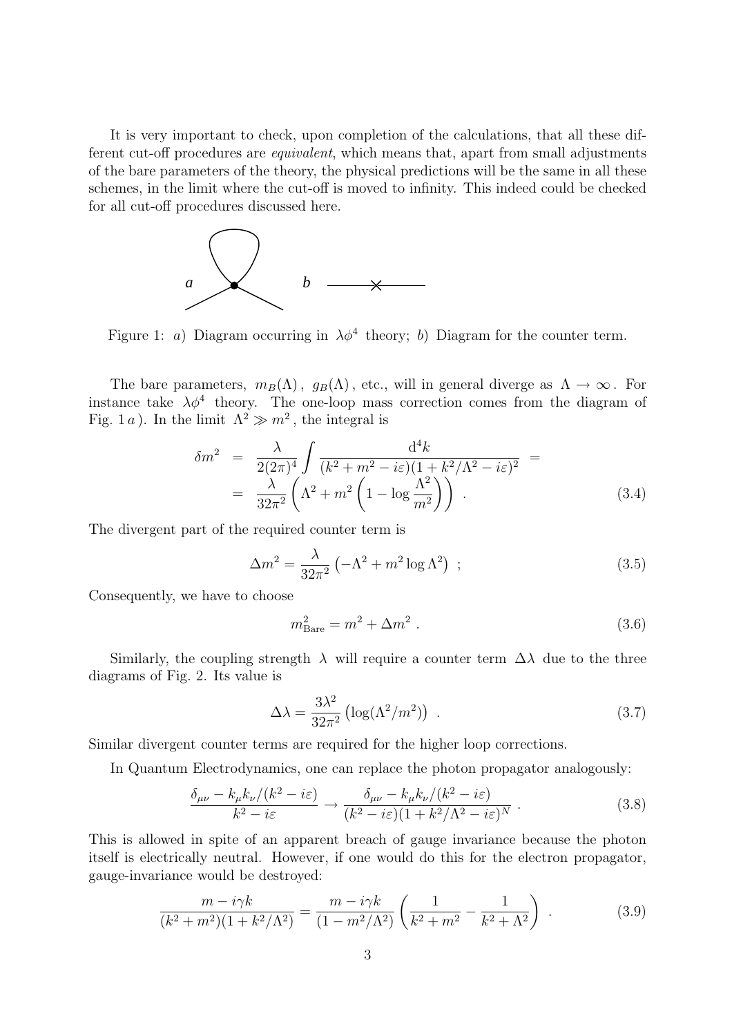It is very important to check, upon completion of the calculations, that all these different cut-off procedures are *equivalent*, which means that, apart from small adjustments of the bare parameters of the theory, the physical predictions will be the same in all these schemes, in the limit where the cut-off is moved to infinity. This indeed could be checked for all cut-off procedures discussed here.

Figure 1: $a$) Diagram occurring in $\lambda\phi^4$ theory; $b$) Diagram for the counter term.

The bare parameters, $m_B(\Lambda)$, $g_B(\Lambda)$, etc., will in general diverge as $\Lambda \to \infty$. For instance take $\lambda\phi^4$ theory. The one-loop mass correction comes from the diagram of Fig. 1 $a$). In the limit $\Lambda^2 \gg m^2$, the integral is

$$
\begin{aligned}
\delta m^2 &= \frac{\lambda}{2(2\pi)^4} \int \frac{\mathrm{d}^4 k}{(k^2 + m^2 - i\varepsilon)(1 + k^2/\Lambda^2 - i\varepsilon)^2} = \\
&= \frac{\lambda}{32\pi^2} \left( \Lambda^2 + m^2 \left( 1 - \log \frac{\Lambda^2}{m^2} \right) \right) . \qquad (3.4)
\end{aligned}
$$

The divergent part of the required counter term is

$$
\Delta m^2 = \frac{\lambda}{32\pi^2} \left( -\Lambda^2 + m^2 \log \Lambda^2 \right) ; \qquad (3.5)
$$

Consequently, we have to choose

$$
m^2_{\mathrm{Bare}} = m^2 + \Delta m^2 . \qquad (3.6)
$$

Similarly, the coupling strength $\lambda$ will require a counter term $\Delta\lambda$ due to the three diagrams of Fig. 2. Its value is

$$
\Delta\lambda = \frac{3\lambda^2}{32\pi^2} \left( \log(\Lambda^2/m^2) \right) . \qquad (3.7)
$$

Similar divergent counter terms are required for the higher loop corrections.

In Quantum Electrodynamics, one can replace the photon propagator analogously:

$$
\frac{\delta_{\mu\nu} - k_\mu k_\nu/(k^2 - i\varepsilon)}{k^2 - i\varepsilon} \to \frac{\delta_{\mu\nu} - k_\mu k_\nu/(k^2 - i\varepsilon)}{(k^2 - i\varepsilon)(1 + k^2/\Lambda^2 - i\varepsilon)^N} . \qquad (3.8)
$$

This is allowed in spite of an apparent breach of gauge invariance because the photon itself is electrically neutral. However, if one would do this for the electron propagator, gauge-invariance would be destroyed:

$$
\frac{m - i\gamma k}{(k^2 + m^2)(1 + k^2/\Lambda^2)} = \frac{m - i\gamma k}{(1 - m^2/\Lambda^2)} \left( \frac{1}{k^2 + m^2} - \frac{1}{k^2 + \Lambda^2} \right) . \qquad (3.9)
$$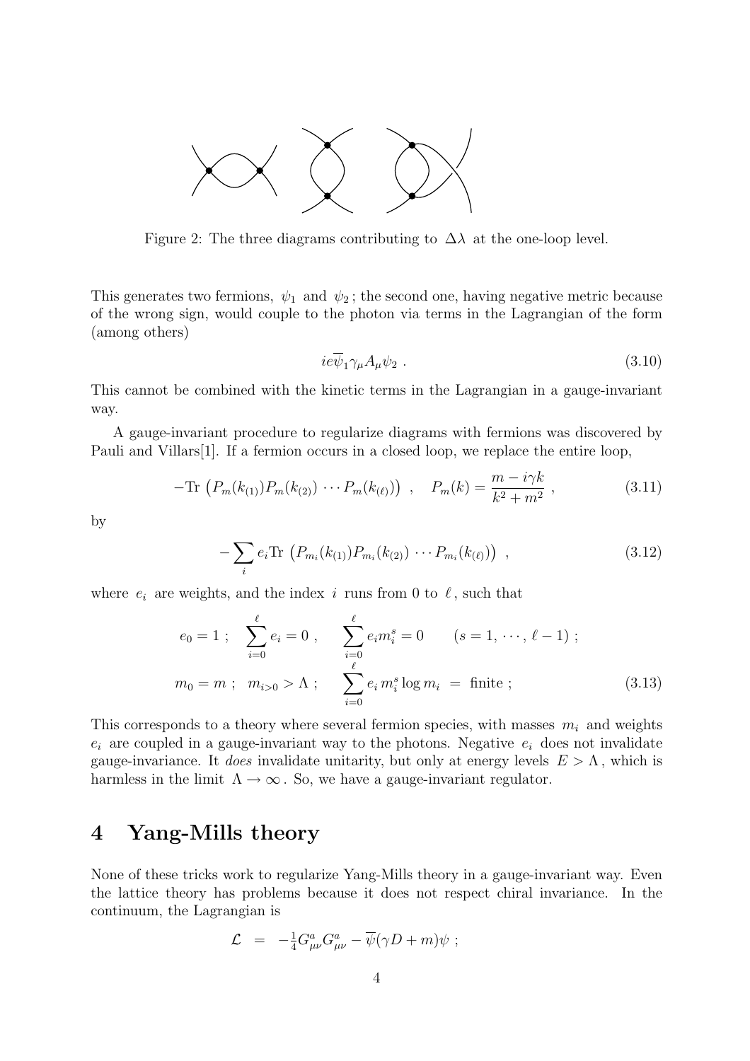Figure 2: The three diagrams contributing to $\Delta\lambda$ at the one-loop level.

This generates two fermions, $\psi_1$ and $\psi_2$; the second one, having negative metric because of the wrong sign, would couple to the photon via terms in the Lagrangian of the form (among others)

$$ie\overline{\psi}_1\gamma_\mu A_\mu \psi_2 \ . \tag{3.10}$$

This cannot be combined with the kinetic terms in the Lagrangian in a gauge-invariant way.

A gauge-invariant procedure to regularize diagrams with fermions was discovered by Pauli and Villars[1]. If a fermion occurs in a closed loop, we replace the entire loop,

$$-\mathrm{Tr}\,\left(P_m(k_{(1)})P_m(k_{(2)})\,\cdots P_m(k_{(\ell)})\right)\ , \quad P_m(k) = \frac{m - i\gamma k}{k^2+m^2}\ , \tag{3.11}$$

by

$$-\sum_i e_i \mathrm{Tr}\,\left(P_{m_i}(k_{(1)})P_{m_i}(k_{(2)})\,\cdots P_{m_i}(k_{(\ell)})\right)\ , \tag{3.12}$$

where $e_i$ are weights, and the index $i$ runs from 0 to $\ell$, such that

$$\begin{aligned}
&e_0 = 1\ ; \quad \sum_{i=0}^{\ell} e_i = 0\ , \quad \sum_{i=0}^{\ell} e_i m_i^s = 0 \qquad (s = 1, \cdots, \ell-1)\ ; \\
&m_0 = m\ ; \quad m_{i>0} > \Lambda\ ; \quad \sum_{i=0}^{\ell} e_i\, m_i^s \log m_i \ = \ \text{finite}\ ;
\end{aligned} \tag{3.13}$$

This corresponds to a theory where several fermion species, with masses $m_i$ and weights $e_i$ are coupled in a gauge-invariant way to the photons. Negative $e_i$ does not invalidate gauge-invariance. It *does* invalidate unitarity, but only at energy levels $E > \Lambda$, which is harmless in the limit $\Lambda \to \infty$. So, we have a gauge-invariant regulator.

# 4 Yang-Mills theory

None of these tricks work to regularize Yang-Mills theory in a gauge-invariant way. Even the lattice theory has problems because it does not respect chiral invariance. In the continuum, the Lagrangian is

$$\mathcal{L} \ = \ -\tfrac{1}{4}G^a_{\mu\nu}G^a_{\mu\nu} - \overline{\psi}(\gamma D + m)\psi\ ;$$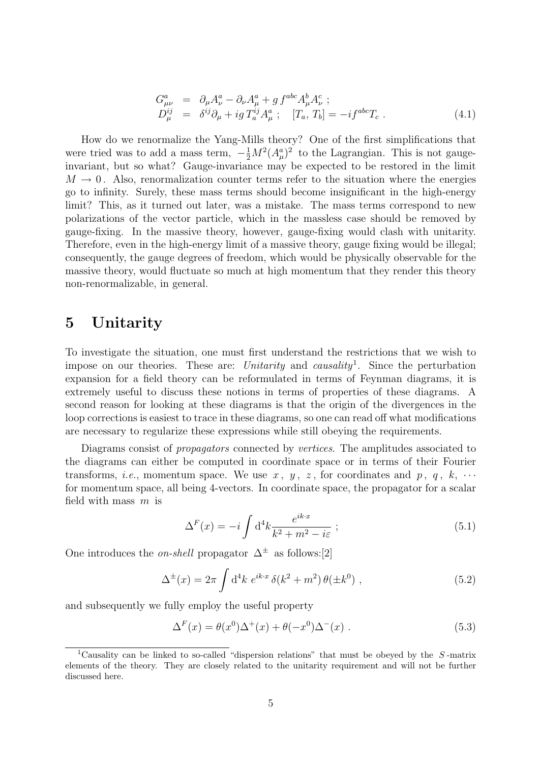$$
\begin{aligned}
G^a_{\mu\nu} &= \partial_\mu A^a_\nu - \partial_\nu A^a_\mu + g\, f^{abc} A^b_\mu A^c_\nu \; ; \\
D^{ij}_\mu &= \delta^{ij}\partial_\mu + ig\, T^{ij}_a A^a_\mu \; ; \quad [T_a,\, T_b] = -if^{abc}T_c \; .
\end{aligned} \tag{4.1}
$$

How do we renormalize the Yang-Mills theory? One of the first simplifications that were tried was to add a mass term, $-\frac{1}{2}M^2(A^a_\mu)^2$ to the Lagrangian. This is not gauge-invariant, but so what? Gauge-invariance may be expected to be restored in the limit $M \to 0$. Also, renormalization counter terms refer to the situation where the energies go to infinity. Surely, these mass terms should become insignificant in the high-energy limit? This, as it turned out later, was a mistake. The mass terms correspond to new polarizations of the vector particle, which in the massless case should be removed by gauge-fixing. In the massive theory, however, gauge-fixing would clash with unitarity. Therefore, even in the high-energy limit of a massive theory, gauge fixing would be illegal; consequently, the gauge degrees of freedom, which would be physically observable for the massive theory, would fluctuate so much at high momentum that they render this theory non-renormalizable, in general.

# 5 Unitarity

To investigate the situation, one must first understand the restrictions that we wish to impose on our theories. These are: *Unitarity* and *causality*[1]. Since the perturbation expansion for a field theory can be reformulated in terms of Feynman diagrams, it is extremely useful to discuss these notions in terms of properties of these diagrams. A second reason for looking at these diagrams is that the origin of the divergences in the loop corrections is easiest to trace in these diagrams, so one can read off what modifications are necessary to regularize these expressions while still obeying the requirements.

Diagrams consist of *propagators* connected by *vertices*. The amplitudes associated to the diagrams can either be computed in coordinate space or in terms of their Fourier transforms, *i.e.*, momentum space. We use $x$, $y$, $z$, for coordinates and $p$, $q$, $k$, $\cdots$ for momentum space, all being 4-vectors. In coordinate space, the propagator for a scalar field with mass $m$ is

$$
\Delta^F(x) = -i \int \mathrm{d}^4k \frac{e^{ik\cdot x}}{k^2 + m^2 - i\varepsilon} \; ; \tag{5.1}
$$

One introduces the *on-shell* propagator $\Delta^\pm$ as follows:[2]

$$
\Delta^\pm(x) = 2\pi \int \mathrm{d}^4k\; e^{ik\cdot x}\, \delta(k^2 + m^2)\, \theta(\pm k^0) \; , \tag{5.2}
$$

and subsequently we fully employ the useful property

$$
\Delta^F(x) = \theta(x^0)\Delta^+(x) + \theta(-x^0)\Delta^-(x) \; . \tag{5.3}
$$

[1] Causality can be linked to so-called "dispersion relations" that must be obeyed by the $S$-matrix elements of the theory. They are closely related to the unitarity requirement and will not be further discussed here.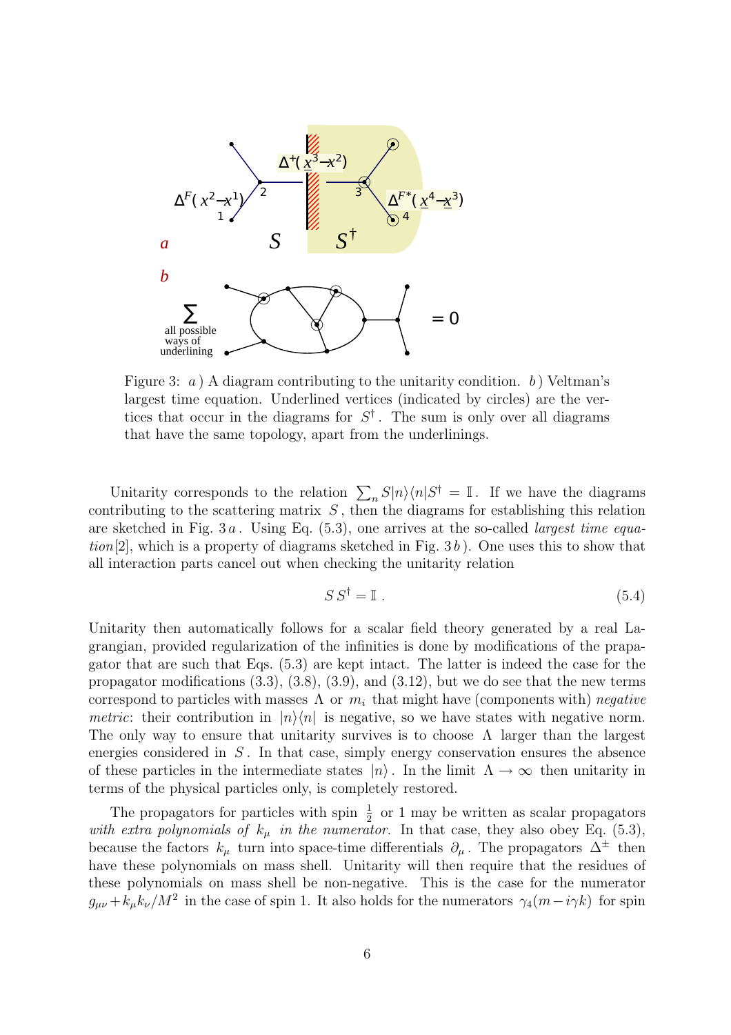Figure 3: *a* ) A diagram contributing to the unitarity condition. *b* ) Veltman's largest time equation. Underlined vertices (indicated by circles) are the vertices that occur in the diagrams for $S^\dagger$. The sum is only over all diagrams that have the same topology, apart from the underlinings.

Unitarity corresponds to the relation $\sum_n S|n\rangle\langle n|S^\dagger = \mathbb{I}$. If we have the diagrams contributing to the scattering matrix $S$, then the diagrams for establishing this relation are sketched in Fig. 3*a*. Using Eq. (5.3), one arrives at the so-called *largest time equation*[2], which is a property of diagrams sketched in Fig. 3*b*). One uses this to show that all interaction parts cancel out when checking the unitarity relation

$$S\,S^\dagger = \mathbb{I}\,. \tag{5.4}$$

Unitarity then automatically follows for a scalar field theory generated by a real Lagrangian, provided regularization of the infinities is done by modifications of the prapagator that are such that Eqs. (5.3) are kept intact. The latter is indeed the case for the propagator modifications (3.3), (3.8), (3.9), and (3.12), but we do see that the new terms correspond to particles with masses $\Lambda$ or $m_i$ that might have (components with) *negative metric*: their contribution in $|n\rangle\langle n|$ is negative, so we have states with negative norm. The only way to ensure that unitarity survives is to choose $\Lambda$ larger than the largest energies considered in $S$. In that case, simply energy conservation ensures the absence of these particles in the intermediate states $|n\rangle$. In the limit $\Lambda\to\infty$ then unitarity in terms of the physical particles only, is completely restored.

The propagators for particles with spin $\frac{1}{2}$ or 1 may be written as scalar propagators *with extra polynomials of $k_\mu$ in the numerator*. In that case, they also obey Eq. (5.3), because the factors $k_\mu$ turn into space-time differentials $\partial_\mu$. The propagators $\Delta^\pm$ then have these polynomials on mass shell. Unitarity will then require that the residues of these polynomials on mass shell be non-negative. This is the case for the numerator $g_{\mu\nu}+k_\mu k_\nu/M^2$ in the case of spin 1. It also holds for the numerators $\gamma_4(m-i\gamma k)$ for spin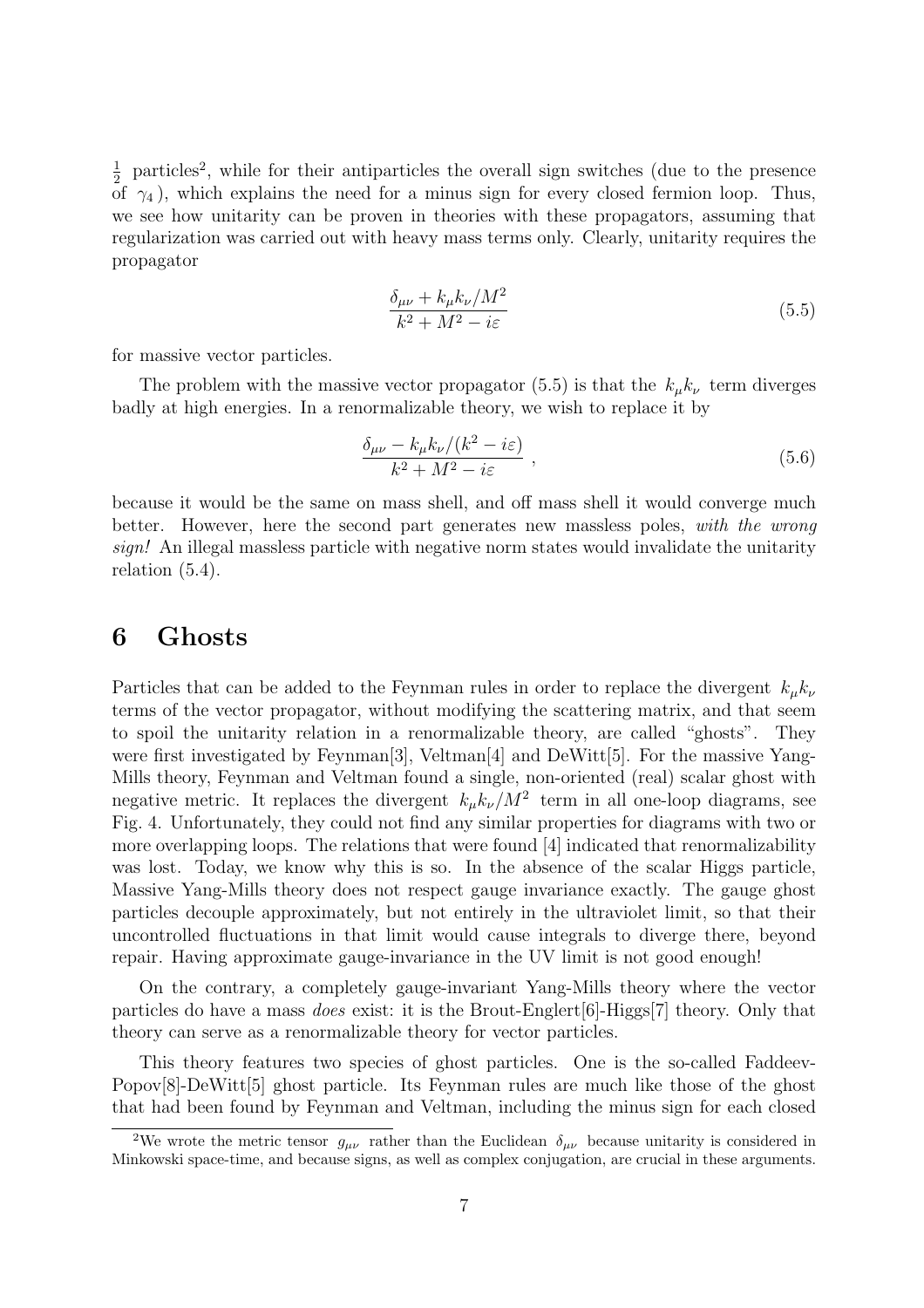$\frac{1}{2}$ particles[2], while for their antiparticles the overall sign switches (due to the presence of $\gamma_4$), which explains the need for a minus sign for every closed fermion loop. Thus, we see how unitarity can be proven in theories with these propagators, assuming that regularization was carried out with heavy mass terms only. Clearly, unitarity requires the propagator

$$\frac{\delta_{\mu\nu} + k_\mu k_\nu / M^2}{k^2 + M^2 - i\varepsilon} \tag{5.5}$$

for massive vector particles.

The problem with the massive vector propagator (5.5) is that the $k_\mu k_\nu$ term diverges badly at high energies. In a renormalizable theory, we wish to replace it by

$$\frac{\delta_{\mu\nu} - k_\mu k_\nu / (k^2 - i\varepsilon)}{k^2 + M^2 - i\varepsilon} \ , \tag{5.6}$$

because it would be the same on mass shell, and off mass shell it would converge much better. However, here the second part generates new massless poles, *with the wrong sign!* An illegal massless particle with negative norm states would invalidate the unitarity relation (5.4).

# 6 Ghosts

Particles that can be added to the Feynman rules in order to replace the divergent $k_\mu k_\nu$ terms of the vector propagator, without modifying the scattering matrix, and that seem to spoil the unitarity relation in a renormalizable theory, are called "ghosts". They were first investigated by Feynman[3], Veltman[4] and DeWitt[5]. For the massive Yang-Mills theory, Feynman and Veltman found a single, non-oriented (real) scalar ghost with negative metric. It replaces the divergent $k_\mu k_\nu / M^2$ term in all one-loop diagrams, see Fig. 4. Unfortunately, they could not find any similar properties for diagrams with two or more overlapping loops. The relations that were found [4] indicated that renormalizability was lost. Today, we know why this is so. In the absence of the scalar Higgs particle, Massive Yang-Mills theory does not respect gauge invariance exactly. The gauge ghost particles decouple approximately, but not entirely in the ultraviolet limit, so that their uncontrolled fluctuations in that limit would cause integrals to diverge there, beyond repair. Having approximate gauge-invariance in the UV limit is not good enough!

On the contrary, a completely gauge-invariant Yang-Mills theory where the vector particles do have a mass *does* exist: it is the Brout-Englert[6]-Higgs[7] theory. Only that theory can serve as a renormalizable theory for vector particles.

This theory features two species of ghost particles. One is the so-called Faddeev-Popov[8]-DeWitt[5] ghost particle. Its Feynman rules are much like those of the ghost that had been found by Feynman and Veltman, including the minus sign for each closed

[2] We wrote the metric tensor $g_{\mu\nu}$ rather than the Euclidean $\delta_{\mu\nu}$ because unitarity is considered in Minkowski space-time, and because signs, as well as complex conjugation, are crucial in these arguments.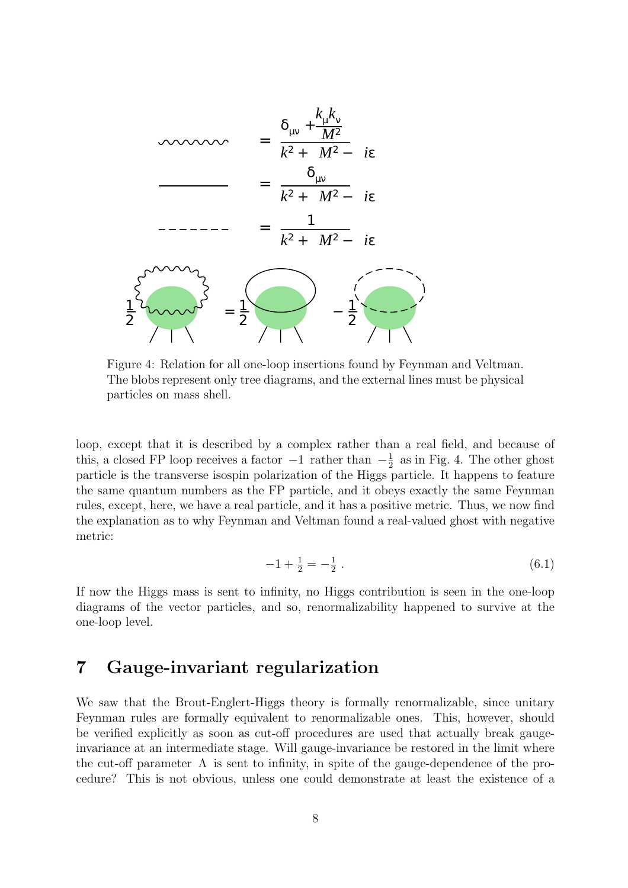$$\text{(wavy line)} \quad = \quad \frac{\delta_{\mu\nu} + \frac{k_\mu k_\nu}{M^2}}{k^2 + M^2 - i\varepsilon}$$

$$\text{(solid line)} \quad = \quad \frac{\delta_{\mu\nu}}{k^2 + M^2 - i\varepsilon}$$

$$\text{(dashed line)} \quad = \quad \frac{1}{k^2 + M^2 - i\varepsilon}$$

$$\tfrac{1}{2}\,(\text{wavy loop}) = \tfrac{1}{2}\,(\text{solid loop}) - \tfrac{1}{2}\,(\text{dashed loop})$$

Figure 4: Relation for all one-loop insertions found by Feynman and Veltman. The blobs represent only tree diagrams, and the external lines must be physical particles on mass shell.

loop, except that it is described by a complex rather than a real field, and because of this, a closed FP loop receives a factor $-1$ rather than $-\frac{1}{2}$ as in Fig. 4. The other ghost particle is the transverse isospin polarization of the Higgs particle. It happens to feature the same quantum numbers as the FP particle, and it obeys exactly the same Feynman rules, except, here, we have a real particle, and it has a positive metric. Thus, we now find the explanation as to why Feynman and Veltman found a real-valued ghost with negative metric:

$$-1 + \tfrac{1}{2} = -\tfrac{1}{2}\,. \tag{6.1}$$

If now the Higgs mass is sent to infinity, no Higgs contribution is seen in the one-loop diagrams of the vector particles, and so, renormalizability happened to survive at the one-loop level.

## 7 Gauge-invariant regularization

We saw that the Brout-Englert-Higgs theory is formally renormalizable, since unitary Feynman rules are formally equivalent to renormalizable ones. This, however, should be verified explicitly as soon as cut-off procedures are used that actually break gauge-invariance at an intermediate stage. Will gauge-invariance be restored in the limit where the cut-off parameter $\Lambda$ is sent to infinity, in spite of the gauge-dependence of the procedure? This is not obvious, unless one could demonstrate at least the existence of a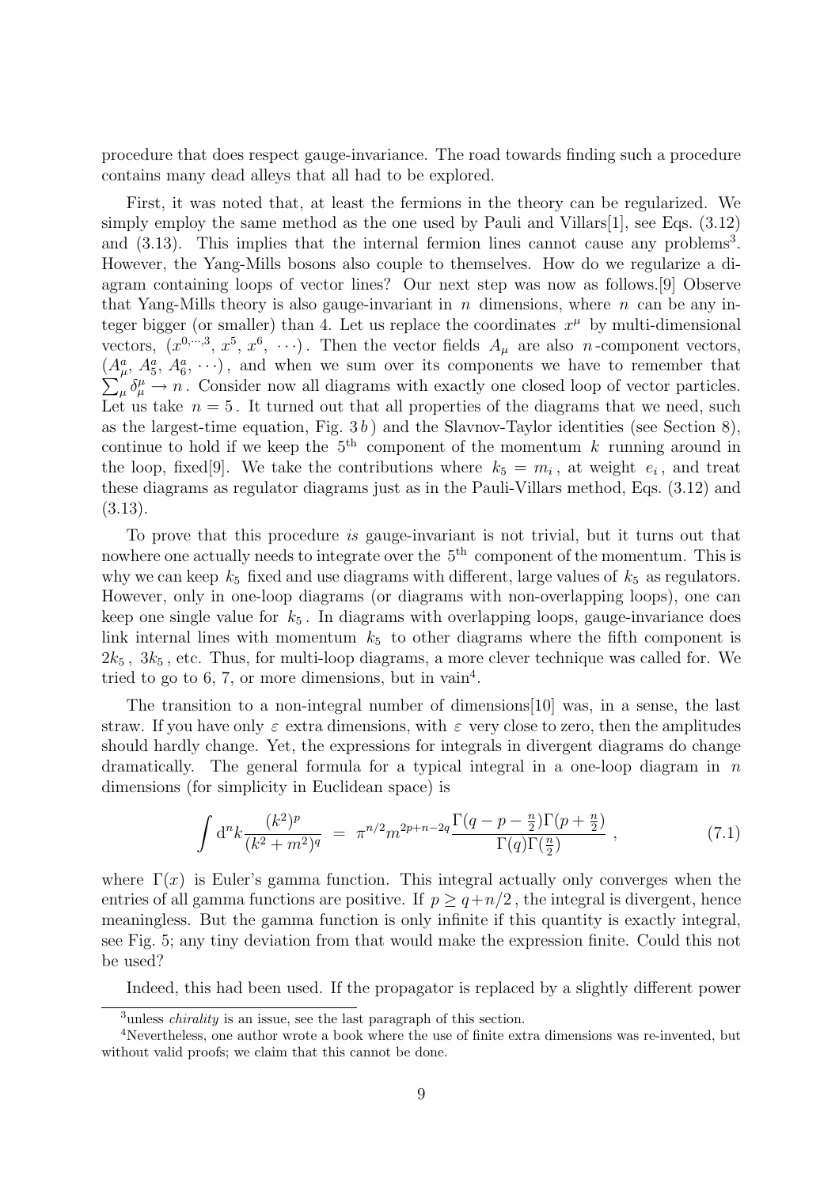procedure that does respect gauge-invariance. The road towards finding such a procedure contains many dead alleys that all had to be explored.

First, it was noted that, at least the fermions in the theory can be regularized. We simply employ the same method as the one used by Pauli and Villars[1], see Eqs. (3.12) and (3.13). This implies that the internal fermion lines cannot cause any problems[3]. However, the Yang-Mills bosons also couple to themselves. How do we regularize a diagram containing loops of vector lines? Our next step was now as follows.[9] Observe that Yang-Mills theory is also gauge-invariant in $n$ dimensions, where $n$ can be any integer bigger (or smaller) than 4. Let us replace the coordinates $x^\mu$ by multi-dimensional vectors, $(x^{0,\cdots,3},\, x^5,\, x^6,\, \cdots)$. Then the vector fields $A_\mu$ are also $n$-component vectors, $(A^a_\mu,\, A^a_5,\, A^a_6,\, \cdots)$, and when we sum over its components we have to remember that $\sum_\mu \delta^\mu_\mu \to n$. Consider now all diagrams with exactly one closed loop of vector particles. Let us take $n = 5$. It turned out that all properties of the diagrams that we need, such as the largest-time equation, Fig. 3*b*) and the Slavnov-Taylor identities (see Section 8), continue to hold if we keep the $5^{\rm th}$ component of the momentum $k$ running around in the loop, fixed[9]. We take the contributions where $k_5 = m_i$, at weight $e_i$, and treat these diagrams as regulator diagrams just as in the Pauli-Villars method, Eqs. (3.12) and (3.13).

To prove that this procedure *is* gauge-invariant is not trivial, but it turns out that nowhere one actually needs to integrate over the $5^{\rm th}$ component of the momentum. This is why we can keep $k_5$ fixed and use diagrams with different, large values of $k_5$ as regulators. However, only in one-loop diagrams (or diagrams with non-overlapping loops), one can keep one single value for $k_5$. In diagrams with overlapping loops, gauge-invariance does link internal lines with momentum $k_5$ to other diagrams where the fifth component is $2k_5$, $3k_5$, etc. Thus, for multi-loop diagrams, a more clever technique was called for. We tried to go to 6, 7, or more dimensions, but in vain[4].

The transition to a non-integral number of dimensions[10] was, in a sense, the last straw. If you have only $\varepsilon$ extra dimensions, with $\varepsilon$ very close to zero, then the amplitudes should hardly change. Yet, the expressions for integrals in divergent diagrams do change dramatically. The general formula for a typical integral in a one-loop diagram in $n$ dimensions (for simplicity in Euclidean space) is

$$\int {\rm d}^n k \frac{(k^2)^p}{(k^2+m^2)^q} \;=\; \pi^{n/2} m^{2p+n-2q} \frac{\Gamma(q-p-\frac{n}{2})\Gamma(p+\frac{n}{2})}{\Gamma(q)\Gamma(\frac{n}{2})} \;, \tag{7.1}$$

where $\Gamma(x)$ is Euler's gamma function. This integral actually only converges when the entries of all gamma functions are positive. If $p \geq q + n/2$, the integral is divergent, hence meaningless. But the gamma function is only infinite if this quantity is exactly integral, see Fig. 5; any tiny deviation from that would make the expression finite. Could this not be used?

Indeed, this had been used. If the propagator is replaced by a slightly different power

---

[3] unless *chirality* is an issue, see the last paragraph of this section.

[4] Nevertheless, one author wrote a book where the use of finite extra dimensions was re-invented, but without valid proofs; we claim that this cannot be done.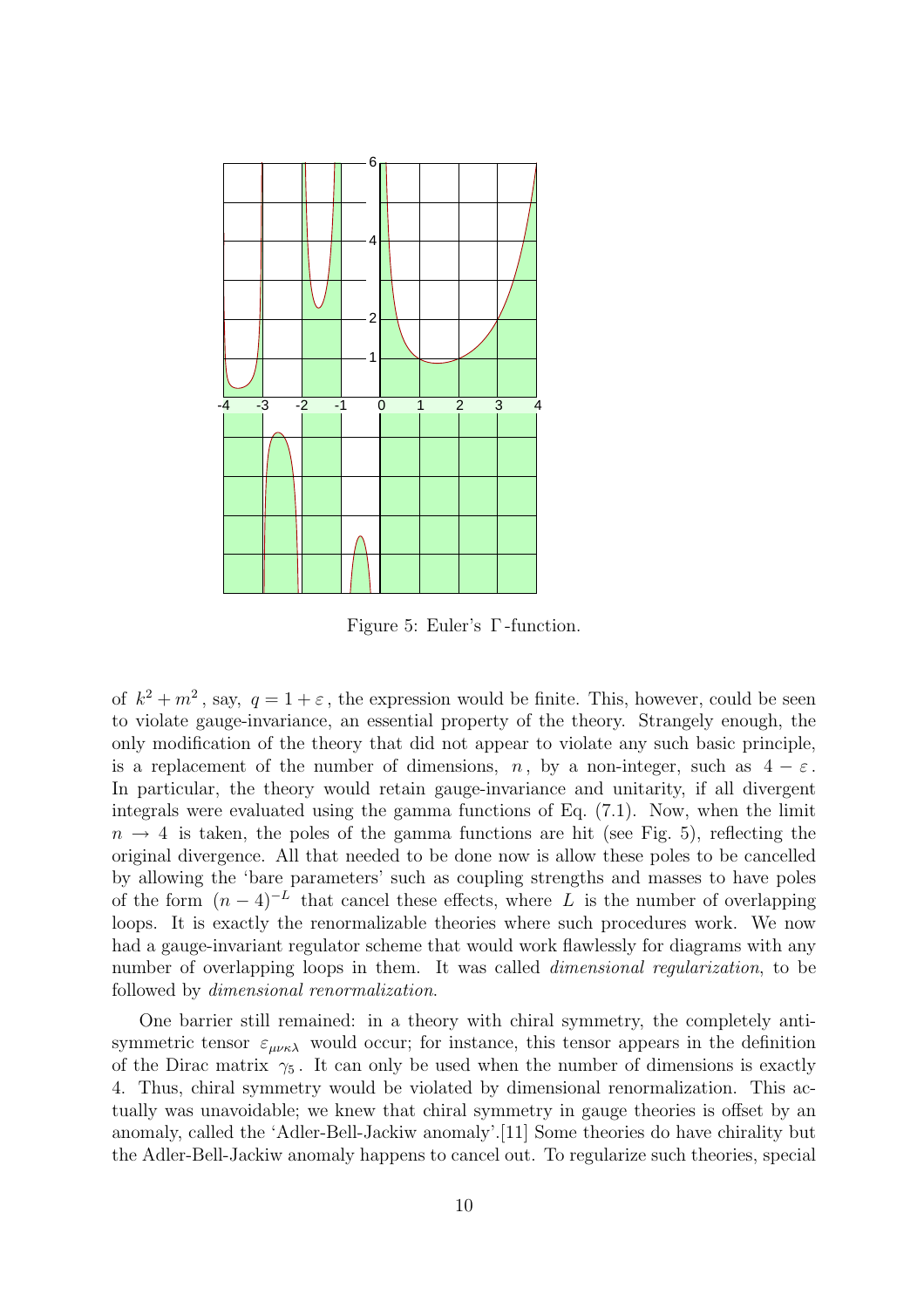Figure 5: Euler's $\Gamma$-function.

of $k^2 + m^2$, say, $q = 1 + \varepsilon$, the expression would be finite. This, however, could be seen to violate gauge-invariance, an essential property of the theory. Strangely enough, the only modification of the theory that did not appear to violate any such basic principle, is a replacement of the number of dimensions, $n$, by a non-integer, such as $4 - \varepsilon$. In particular, the theory would retain gauge-invariance and unitarity, if all divergent integrals were evaluated using the gamma functions of Eq. (7.1). Now, when the limit $n \to 4$ is taken, the poles of the gamma functions are hit (see Fig. 5), reflecting the original divergence. All that needed to be done now is allow these poles to be cancelled by allowing the 'bare parameters' such as coupling strengths and masses to have poles of the form $(n-4)^{-L}$ that cancel these effects, where $L$ is the number of overlapping loops. It is exactly the renormalizable theories where such procedures work. We now had a gauge-invariant regulator scheme that would work flawlessly for diagrams with any number of overlapping loops in them. It was called *dimensional regularization*, to be followed by *dimensional renormalization*.

One barrier still remained: in a theory with chiral symmetry, the completely anti-symmetric tensor $\varepsilon_{\mu\nu\kappa\lambda}$ would occur; for instance, this tensor appears in the definition of the Dirac matrix $\gamma_5$. It can only be used when the number of dimensions is exactly 4. Thus, chiral symmetry would be violated by dimensional renormalization. This actually was unavoidable; we knew that chiral symmetry in gauge theories is offset by an anomaly, called the 'Adler-Bell-Jackiw anomaly'.[11] Some theories do have chirality but the Adler-Bell-Jackiw anomaly happens to cancel out. To regularize such theories, special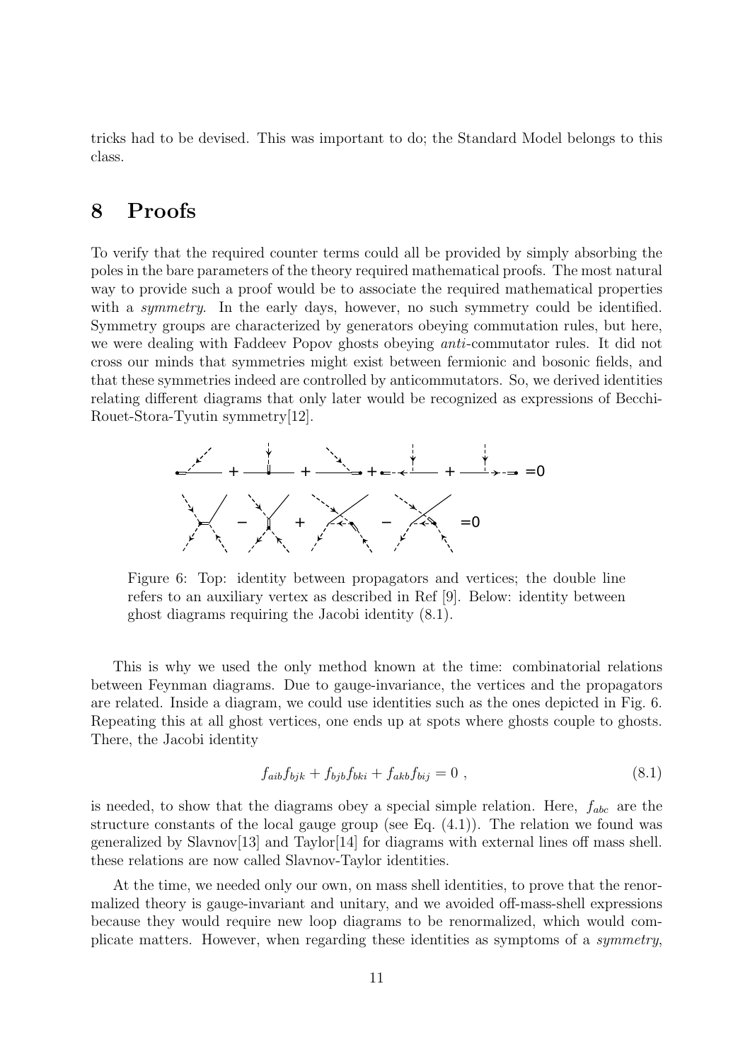tricks had to be devised. This was important to do; the Standard Model belongs to this class.

# 8 Proofs

To verify that the required counter terms could all be provided by simply absorbing the poles in the bare parameters of the theory required mathematical proofs. The most natural way to provide such a proof would be to associate the required mathematical properties with a *symmetry*. In the early days, however, no such symmetry could be identified. Symmetry groups are characterized by generators obeying commutation rules, but here, we were dealing with Faddeev Popov ghosts obeying *anti*-commutator rules. It did not cross our minds that symmetries might exist between fermionic and bosonic fields, and that these symmetries indeed are controlled by anticommutators. So, we derived identities relating different diagrams that only later would be recognized as expressions of Becchi-Rouet-Stora-Tyutin symmetry[12].

Figure 6: Top: identity between propagators and vertices; the double line refers to an auxiliary vertex as described in Ref [9]. Below: identity between ghost diagrams requiring the Jacobi identity (8.1).

This is why we used the only method known at the time: combinatorial relations between Feynman diagrams. Due to gauge-invariance, the vertices and the propagators are related. Inside a diagram, we could use identities such as the ones depicted in Fig. 6. Repeating this at all ghost vertices, one ends up at spots where ghosts couple to ghosts. There, the Jacobi identity

$$f_{aib}f_{bjk} + f_{bjb}f_{bki} + f_{akb}f_{bij} = 0 \ , \tag{8.1}$$

is needed, to show that the diagrams obey a special simple relation. Here, $f_{abc}$ are the structure constants of the local gauge group (see Eq. (4.1)). The relation we found was generalized by Slavnov[13] and Taylor[14] for diagrams with external lines off mass shell. these relations are now called Slavnov-Taylor identities.

At the time, we needed only our own, on mass shell identities, to prove that the renormalized theory is gauge-invariant and unitary, and we avoided off-mass-shell expressions because they would require new loop diagrams to be renormalized, which would complicate matters. However, when regarding these identities as symptoms of a *symmetry*,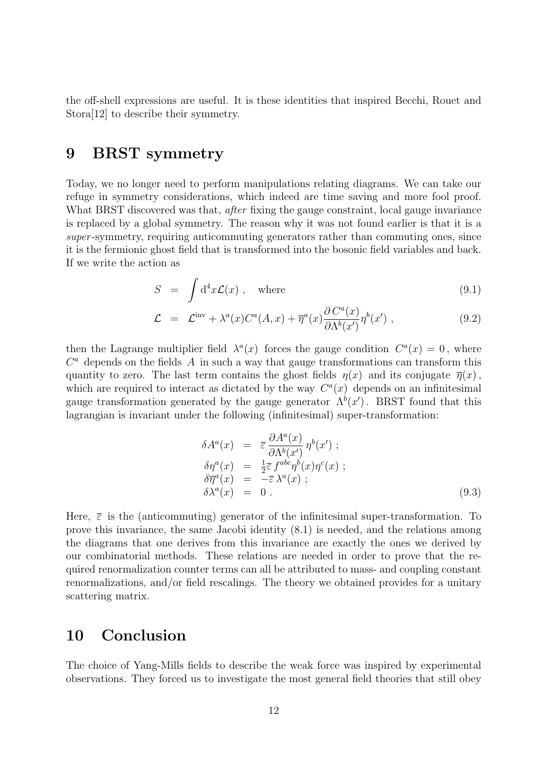the off-shell expressions are useful. It is these identities that inspired Becchi, Rouet and Stora[12] to describe their symmetry.

## 9 BRST symmetry

Today, we no longer need to perform manipulations relating diagrams. We can take our refuge in symmetry considerations, which indeed are time saving and more fool proof. What BRST discovered was that, *after* fixing the gauge constraint, local gauge invariance is replaced by a global symmetry. The reason why it was not found earlier is that it is a *super*-symmetry, requiring anticommuting generators rather than commuting ones, since it is the fermionic ghost field that is transformed into the bosonic field variables and back. If we write the action as

$$
\begin{aligned}
S &= \int \mathrm{d}^4 x \mathcal{L}(x) \ , \quad \text{where} && (9.1) \\
\mathcal{L} &= \mathcal{L}^{\text{inv}} + \lambda^a(x) C^a(A, x) + \overline{\eta}^a(x) \frac{\partial\, C^a(x)}{\partial \Lambda^b(x')} \eta^b(x') \ , && (9.2)
\end{aligned}
$$

then the Lagrange multiplier field $\lambda^a(x)$ forces the gauge condition $C^a(x) = 0$, where $C^a$ depends on the fields $A$ in such a way that gauge transformations can transform this quantity to zero. The last term contains the ghost fields $\eta(x)$ and its conjugate $\overline{\eta}(x)$, which are required to interact as dictated by the way $C^a(x)$ depends on an infinitesimal gauge transformation generated by the gauge generator $\Lambda^b(x')$. BRST found that this lagrangian is invariant under the following (infinitesimal) super-transformation:

$$
\begin{aligned}
\delta A^a(x) &= \overline{\varepsilon}\, \frac{\partial A^a(x)}{\partial \Lambda^b(x')}\, \eta^b(x') \ ; \\
\delta \eta^a(x) &= \tfrac{1}{2} \overline{\varepsilon}\, f^{abc} \eta^b(x) \eta^c(x) \ ; \\
\delta \overline{\eta}^a(x) &= -\overline{\varepsilon}\, \lambda^a(x) \ ; \\
\delta \lambda^a(x) &= 0 \ . && (9.3)
\end{aligned}
$$

Here, $\overline{\varepsilon}$ is the (anticommuting) generator of the infinitesimal super-transformation. To prove this invariance, the same Jacobi identity (8.1) is needed, and the relations among the diagrams that one derives from this invariance are exactly the ones we derived by our combinatorial methods. These relations are needed in order to prove that the required renormalization counter terms can all be attributed to mass- and coupling constant renormalizations, and/or field rescalings. The theory we obtained provides for a unitary scattering matrix.

## 10 Conclusion

The choice of Yang-Mills fields to describe the weak force was inspired by experimental observations. They forced us to investigate the most general field theories that still obey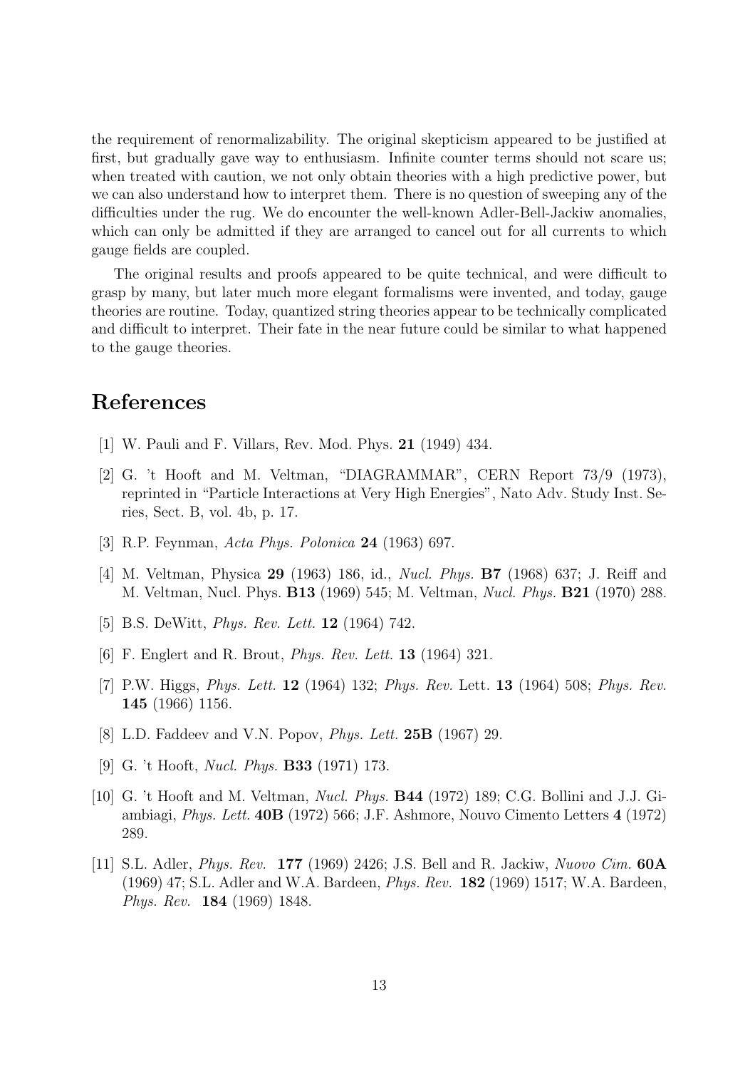the requirement of renormalizability. The original skepticism appeared to be justified at first, but gradually gave way to enthusiasm. Infinite counter terms should not scare us; when treated with caution, we not only obtain theories with a high predictive power, but we can also understand how to interpret them. There is no question of sweeping any of the difficulties under the rug. We do encounter the well-known Adler-Bell-Jackiw anomalies, which can only be admitted if they are arranged to cancel out for all currents to which gauge fields are coupled.

The original results and proofs appeared to be quite technical, and were difficult to grasp by many, but later much more elegant formalisms were invented, and today, gauge theories are routine. Today, quantized string theories appear to be technically complicated and difficult to interpret. Their fate in the near future could be similar to what happened to the gauge theories.

# References

[1] W. Pauli and F. Villars, Rev. Mod. Phys. **21** (1949) 434.

[2] G. 't Hooft and M. Veltman, "DIAGRAMMAR", CERN Report 73/9 (1973), reprinted in "Particle Interactions at Very High Energies", Nato Adv. Study Inst. Series, Sect. B, vol. 4b, p. 17.

[3] R.P. Feynman, *Acta Phys. Polonica* **24** (1963) 697.

[4] M. Veltman, Physica **29** (1963) 186, id., *Nucl. Phys.* **B7** (1968) 637; J. Reiff and M. Veltman, Nucl. Phys. **B13** (1969) 545; M. Veltman, *Nucl. Phys.* **B21** (1970) 288.

[5] B.S. DeWitt, *Phys. Rev. Lett.* **12** (1964) 742.

[6] F. Englert and R. Brout, *Phys. Rev. Lett.* **13** (1964) 321.

[7] P.W. Higgs, *Phys. Lett.* **12** (1964) 132; *Phys. Rev.* Lett. **13** (1964) 508; *Phys. Rev.* **145** (1966) 1156.

[8] L.D. Faddeev and V.N. Popov, *Phys. Lett.* **25B** (1967) 29.

[9] G. 't Hooft, *Nucl. Phys.* **B33** (1971) 173.

[10] G. 't Hooft and M. Veltman, *Nucl. Phys.* **B44** (1972) 189; C.G. Bollini and J.J. Giambiagi, *Phys. Lett.* **40B** (1972) 566; J.F. Ashmore, Nouvo Cimento Letters **4** (1972) 289.

[11] S.L. Adler, *Phys. Rev.* **177** (1969) 2426; J.S. Bell and R. Jackiw, *Nuovo Cim.* **60A** (1969) 47; S.L. Adler and W.A. Bardeen, *Phys. Rev.* **182** (1969) 1517; W.A. Bardeen, *Phys. Rev.* **184** (1969) 1848.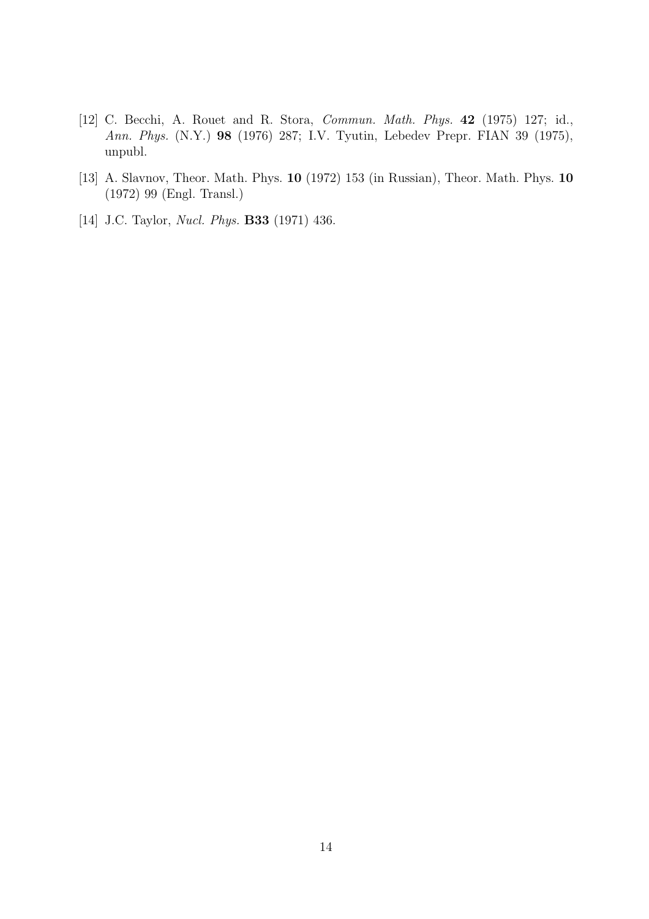[12] C. Becchi, A. Rouet and R. Stora, *Commun. Math. Phys.* **42** (1975) 127; id., *Ann. Phys.* (N.Y.) **98** (1976) 287; I.V. Tyutin, Lebedev Prepr. FIAN 39 (1975), unpubl.

[13] A. Slavnov, Theor. Math. Phys. **10** (1972) 153 (in Russian), Theor. Math. Phys. **10** (1972) 99 (Engl. Transl.)

[14] J.C. Taylor, *Nucl. Phys.* **B33** (1971) 436.